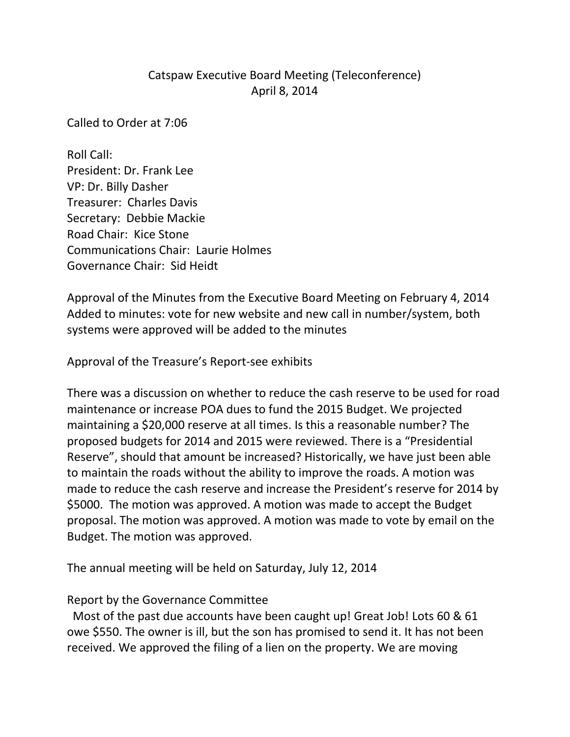# Catspaw Executive Board Meeting (Teleconference)
April 8, 2014

Called to Order at 7:06

Roll Call:
President: Dr. Frank Lee
VP: Dr. Billy Dasher
Treasurer: Charles Davis
Secretary: Debbie Mackie
Road Chair: Kice Stone
Communications Chair: Laurie Holmes
Governance Chair: Sid Heidt

Approval of the Minutes from the Executive Board Meeting on February 4, 2014
Added to minutes: vote for new website and new call in number/system, both systems were approved will be added to the minutes

Approval of the Treasure's Report-see exhibits

There was a discussion on whether to reduce the cash reserve to be used for road maintenance or increase POA dues to fund the 2015 Budget. We projected maintaining a $20,000 reserve at all times. Is this a reasonable number? The proposed budgets for 2014 and 2015 were reviewed. There is a "Presidential Reserve", should that amount be increased? Historically, we have just been able to maintain the roads without the ability to improve the roads. A motion was made to reduce the cash reserve and increase the President's reserve for 2014 by $5000. The motion was approved. A motion was made to accept the Budget proposal. The motion was approved. A motion was made to vote by email on the Budget. The motion was approved.

The annual meeting will be held on Saturday, July 12, 2014

Report by the Governance Committee
Most of the past due accounts have been caught up! Great Job! Lots 60 & 61 owe $550. The owner is ill, but the son has promised to send it. It has not been received. We approved the filing of a lien on the property. We are moving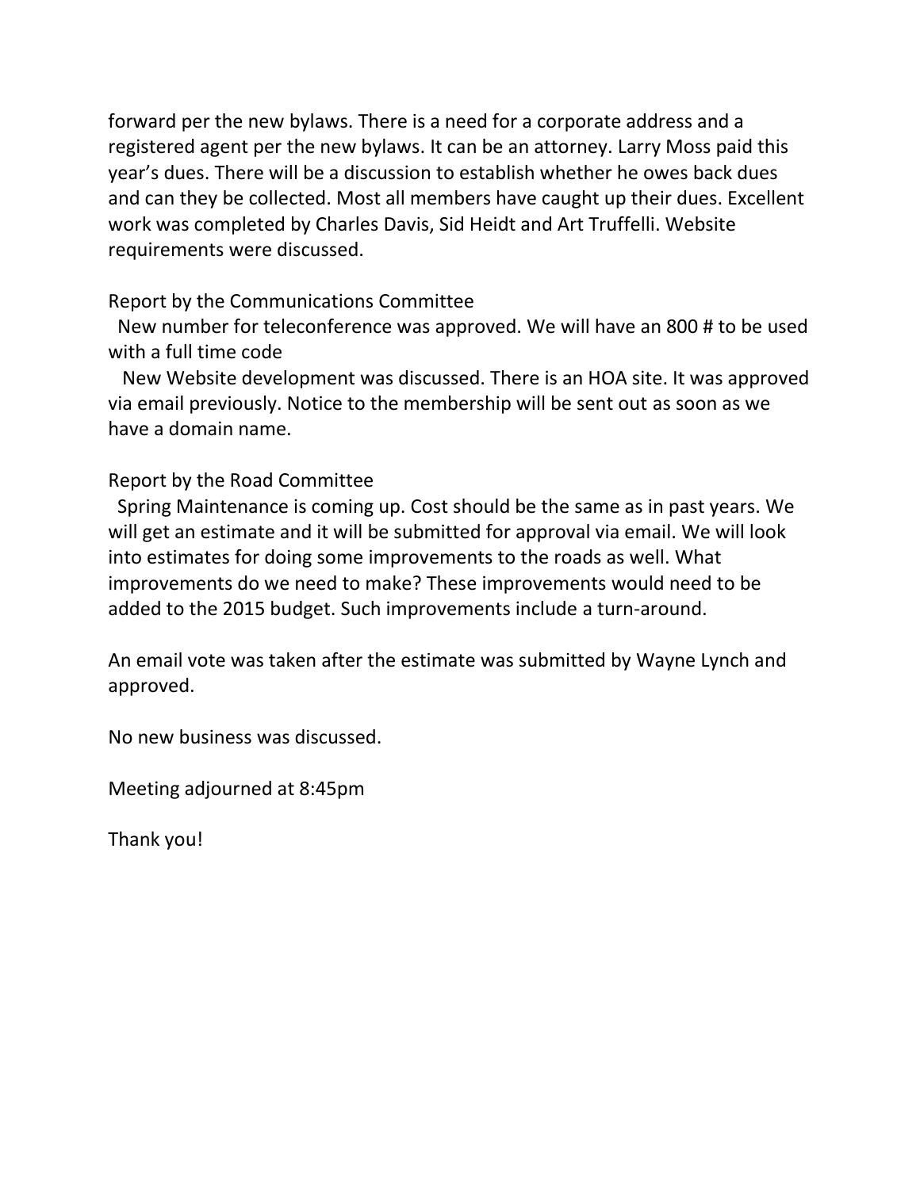forward per the new bylaws. There is a need for a corporate address and a registered agent per the new bylaws. It can be an attorney. Larry Moss paid this year's dues. There will be a discussion to establish whether he owes back dues and can they be collected. Most all members have caught up their dues. Excellent work was completed by Charles Davis, Sid Heidt and Art Truffelli. Website requirements were discussed.

Report by the Communications Committee

New number for teleconference was approved. We will have an 800 # to be used with a full time code

New Website development was discussed. There is an HOA site. It was approved via email previously. Notice to the membership will be sent out as soon as we have a domain name.

Report by the Road Committee

Spring Maintenance is coming up. Cost should be the same as in past years. We will get an estimate and it will be submitted for approval via email. We will look into estimates for doing some improvements to the roads as well. What improvements do we need to make? These improvements would need to be added to the 2015 budget. Such improvements include a turn-around.

An email vote was taken after the estimate was submitted by Wayne Lynch and approved.

No new business was discussed.

Meeting adjourned at 8:45pm

Thank you!